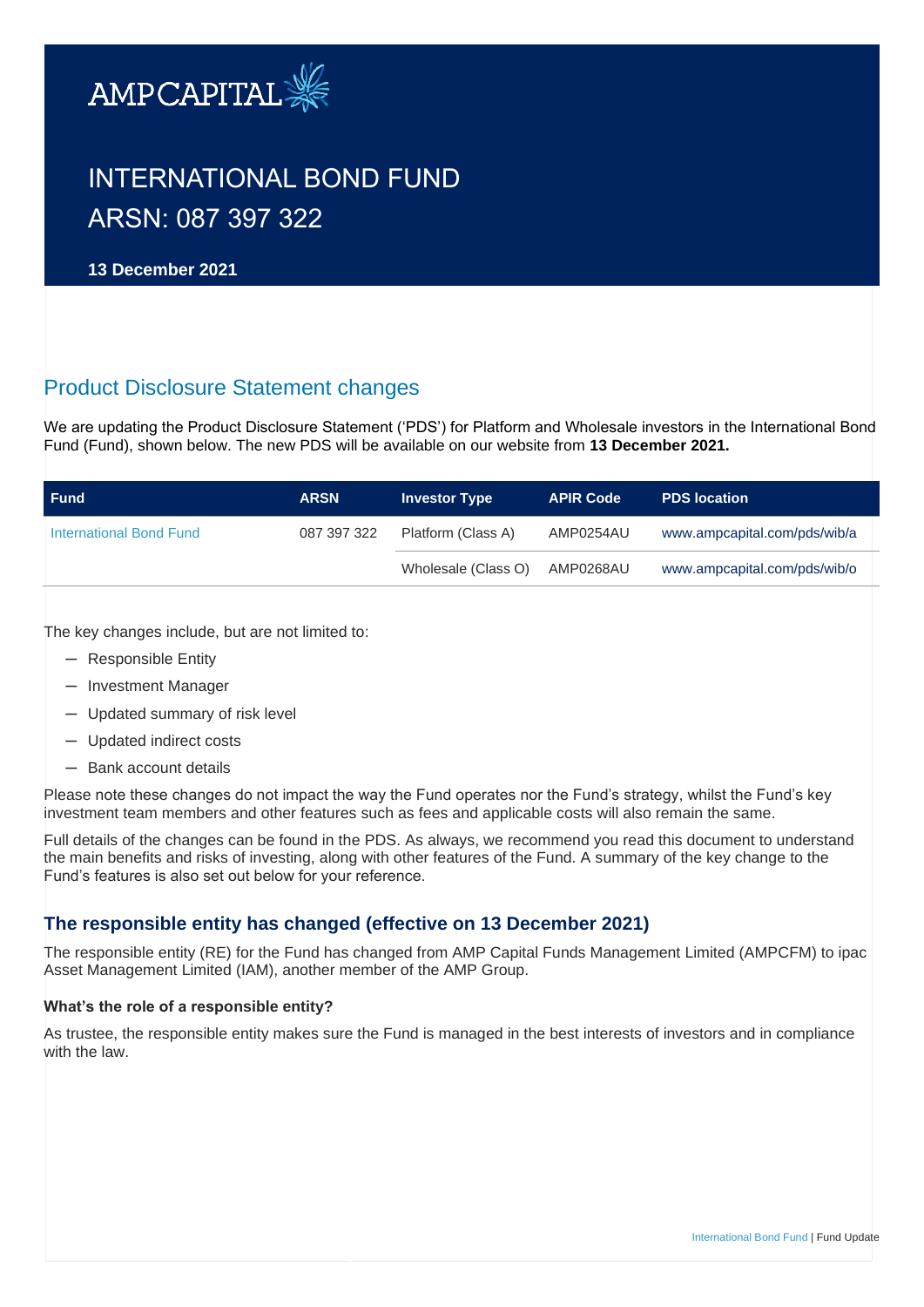AMPCAPITAL

# INTERNATIONAL BOND FUND
# ARSN: 087 397 322

**13 December 2021**

## Product Disclosure Statement changes

We are updating the Product Disclosure Statement ('PDS') for Platform and Wholesale investors in the International Bond Fund (Fund), shown below. The new PDS will be available on our website from **13 December 2021.**

| Fund | ARSN | Investor Type | APIR Code | PDS location |
|---|---|---|---|---|
| International Bond Fund | 087 397 322 | Platform (Class A) | AMP0254AU | www.ampcapital.com/pds/wib/a |
| | | Wholesale (Class O) | AMP0268AU | www.ampcapital.com/pds/wib/o |

The key changes include, but are not limited to:

- Responsible Entity
- Investment Manager
- Updated summary of risk level
- Updated indirect costs
- Bank account details

Please note these changes do not impact the way the Fund operates nor the Fund's strategy, whilst the Fund's key investment team members and other features such as fees and applicable costs will also remain the same.

Full details of the changes can be found in the PDS. As always, we recommend you read this document to understand the main benefits and risks of investing, along with other features of the Fund. A summary of the key change to the Fund's features is also set out below for your reference.

### The responsible entity has changed (effective on 13 December 2021)

The responsible entity (RE) for the Fund has changed from AMP Capital Funds Management Limited (AMPCFM) to ipac Asset Management Limited (IAM), another member of the AMP Group.

#### What's the role of a responsible entity?

As trustee, the responsible entity makes sure the Fund is managed in the best interests of investors and in compliance with the law.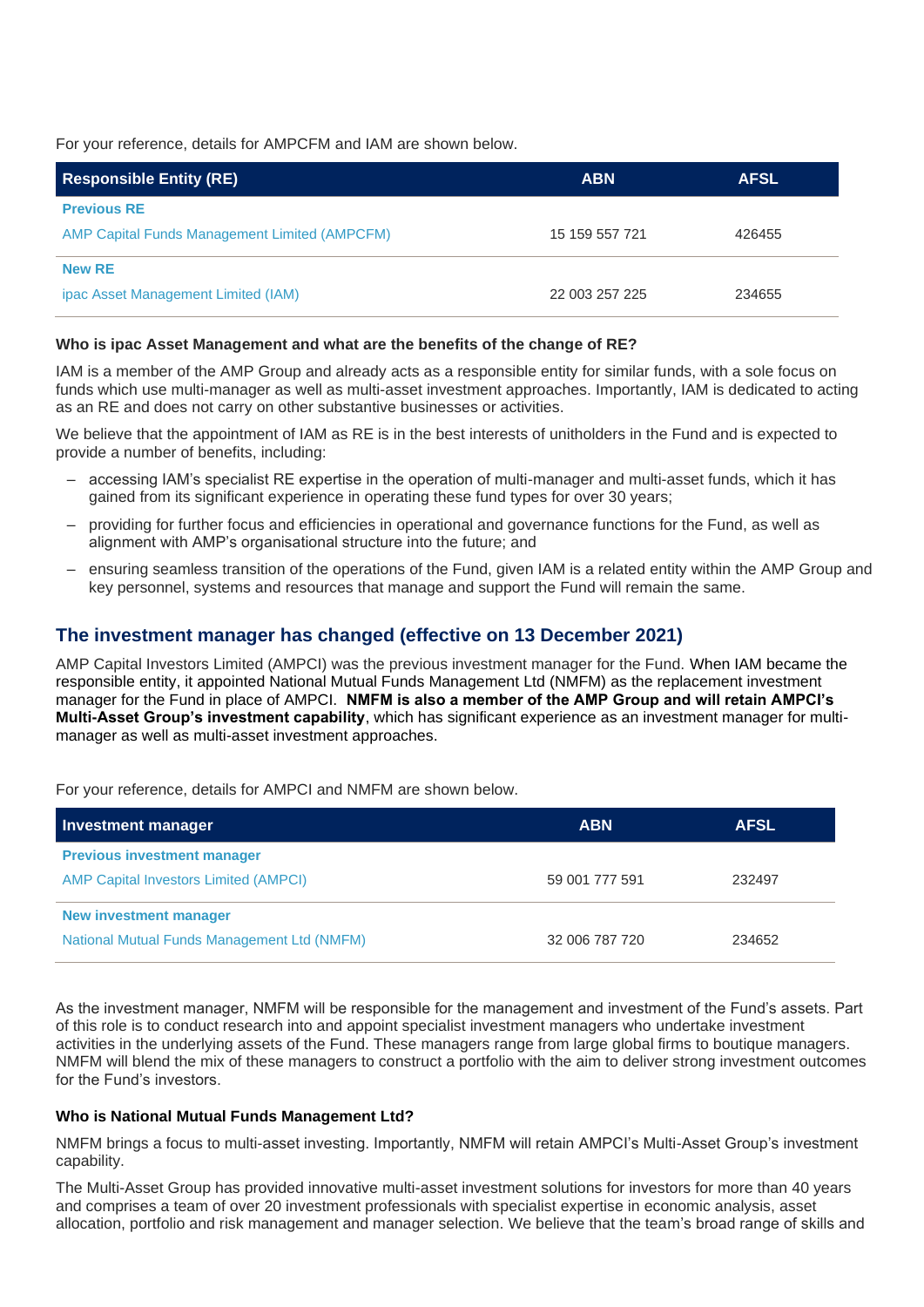For your reference, details for AMPCFM and IAM are shown below.

| Responsible Entity (RE) | ABN | AFSL |
|---|---|---|
| **Previous RE** | | |
| AMP Capital Funds Management Limited (AMPCFM) | 15 159 557 721 | 426455 |
| **New RE** | | |
| ipac Asset Management Limited (IAM) | 22 003 257 225 | 234655 |

**Who is ipac Asset Management and what are the benefits of the change of RE?**

IAM is a member of the AMP Group and already acts as a responsible entity for similar funds, with a sole focus on funds which use multi-manager as well as multi-asset investment approaches. Importantly, IAM is dedicated to acting as an RE and does not carry on other substantive businesses or activities.

We believe that the appointment of IAM as RE is in the best interests of unitholders in the Fund and is expected to provide a number of benefits, including:

- accessing IAM's specialist RE expertise in the operation of multi-manager and multi-asset funds, which it has gained from its significant experience in operating these fund types for over 30 years;
- providing for further focus and efficiencies in operational and governance functions for the Fund, as well as alignment with AMP's organisational structure into the future; and
- ensuring seamless transition of the operations of the Fund, given IAM is a related entity within the AMP Group and key personnel, systems and resources that manage and support the Fund will remain the same.

## The investment manager has changed (effective on 13 December 2021)

AMP Capital Investors Limited (AMPCI) was the previous investment manager for the Fund. When IAM became the responsible entity, it appointed National Mutual Funds Management Ltd (NMFM) as the replacement investment manager for the Fund in place of AMPCI. **NMFM is also a member of the AMP Group and will retain AMPCI's Multi-Asset Group's investment capability**, which has significant experience as an investment manager for multi-manager as well as multi-asset investment approaches.

For your reference, details for AMPCI and NMFM are shown below.

| Investment manager | ABN | AFSL |
|---|---|---|
| **Previous investment manager** | | |
| AMP Capital Investors Limited (AMPCI) | 59 001 777 591 | 232497 |
| **New investment manager** | | |
| National Mutual Funds Management Ltd (NMFM) | 32 006 787 720 | 234652 |

As the investment manager, NMFM will be responsible for the management and investment of the Fund's assets. Part of this role is to conduct research into and appoint specialist investment managers who undertake investment activities in the underlying assets of the Fund. These managers range from large global firms to boutique managers. NMFM will blend the mix of these managers to construct a portfolio with the aim to deliver strong investment outcomes for the Fund's investors.

**Who is National Mutual Funds Management Ltd?**

NMFM brings a focus to multi-asset investing. Importantly, NMFM will retain AMPCI's Multi-Asset Group's investment capability.

The Multi-Asset Group has provided innovative multi-asset investment solutions for investors for more than 40 years and comprises a team of over 20 investment professionals with specialist expertise in economic analysis, asset allocation, portfolio and risk management and manager selection. We believe that the team's broad range of skills and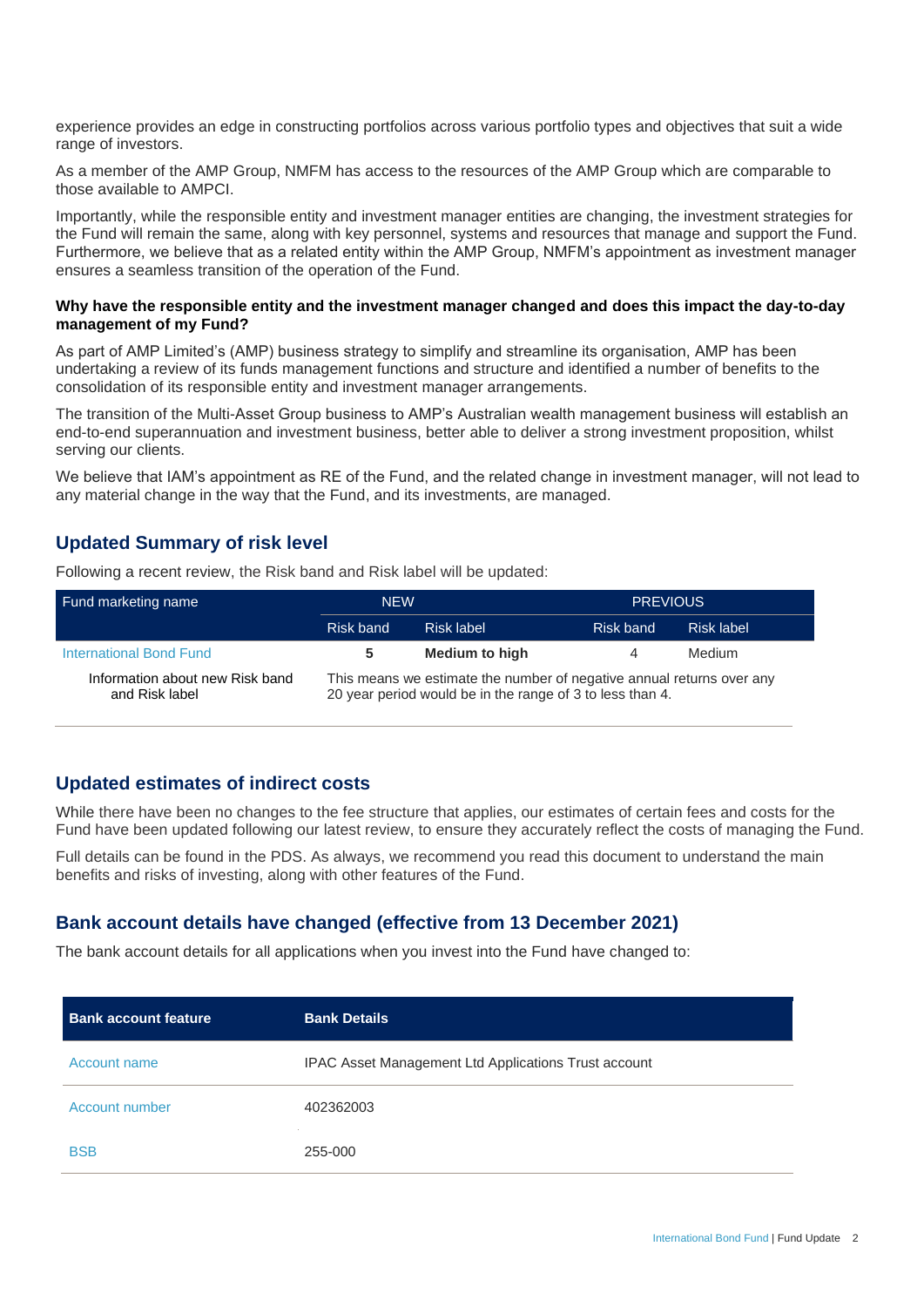experience provides an edge in constructing portfolios across various portfolio types and objectives that suit a wide range of investors.

As a member of the AMP Group, NMFM has access to the resources of the AMP Group which are comparable to those available to AMPCI.

Importantly, while the responsible entity and investment manager entities are changing, the investment strategies for the Fund will remain the same, along with key personnel, systems and resources that manage and support the Fund. Furthermore, we believe that as a related entity within the AMP Group, NMFM's appointment as investment manager ensures a seamless transition of the operation of the Fund.

**Why have the responsible entity and the investment manager changed and does this impact the day-to-day management of my Fund?**

As part of AMP Limited's (AMP) business strategy to simplify and streamline its organisation, AMP has been undertaking a review of its funds management functions and structure and identified a number of benefits to the consolidation of its responsible entity and investment manager arrangements.

The transition of the Multi-Asset Group business to AMP's Australian wealth management business will establish an end-to-end superannuation and investment business, better able to deliver a strong investment proposition, whilst serving our clients.

We believe that IAM's appointment as RE of the Fund, and the related change in investment manager, will not lead to any material change in the way that the Fund, and its investments, are managed.

## Updated Summary of risk level

Following a recent review, the Risk band and Risk label will be updated:

| Fund marketing name | NEW | | PREVIOUS | |
|---|---|---|---|---|
| | Risk band | Risk label | Risk band | Risk label |
| International Bond Fund | **5** | **Medium to high** | 4 | Medium |
| Information about new Risk band and Risk label | This means we estimate the number of negative annual returns over any 20 year period would be in the range of 3 to less than 4. | | | |

## Updated estimates of indirect costs

While there have been no changes to the fee structure that applies, our estimates of certain fees and costs for the Fund have been updated following our latest review, to ensure they accurately reflect the costs of managing the Fund.

Full details can be found in the PDS. As always, we recommend you read this document to understand the main benefits and risks of investing, along with other features of the Fund.

## Bank account details have changed (effective from 13 December 2021)

The bank account details for all applications when you invest into the Fund have changed to:

| Bank account feature | Bank Details |
|---|---|
| Account name | IPAC Asset Management Ltd Applications Trust account |
| Account number | 402362003 |
| BSB | 255-000 |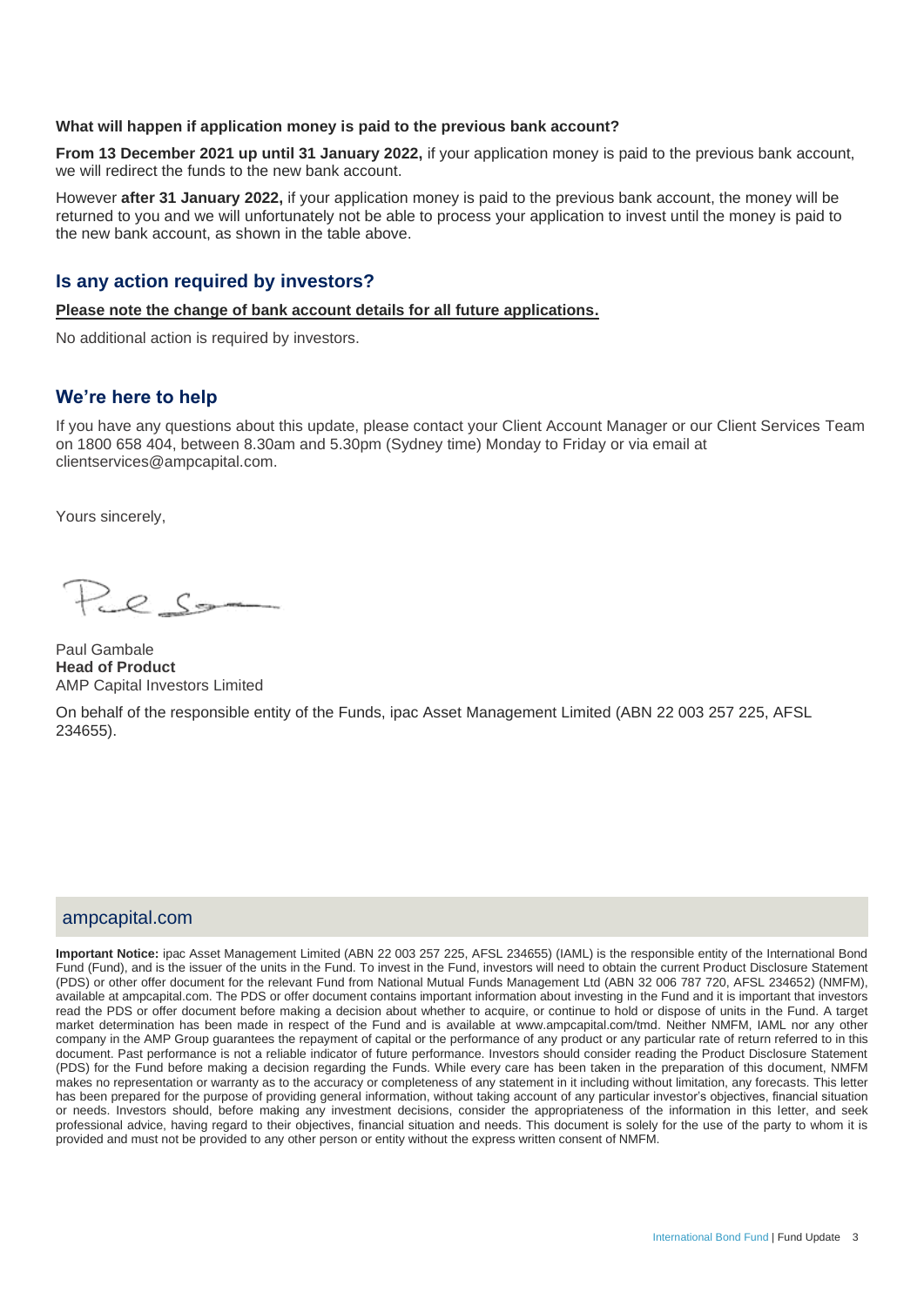**What will happen if application money is paid to the previous bank account?**

**From 13 December 2021 up until 31 January 2022,** if your application money is paid to the previous bank account, we will redirect the funds to the new bank account.

However **after 31 January 2022,** if your application money is paid to the previous bank account, the money will be returned to you and we will unfortunately not be able to process your application to invest until the money is paid to the new bank account, as shown in the table above.

## Is any action required by investors?

**<u>Please note the change of bank account details for all future applications.</u>**

No additional action is required by investors.

## We're here to help

If you have any questions about this update, please contact your Client Account Manager or our Client Services Team on 1800 658 404, between 8.30am and 5.30pm (Sydney time) Monday to Friday or via email at clientservices@ampcapital.com.

Yours sincerely,

Paul Gambale
**Head of Product**
AMP Capital Investors Limited

On behalf of the responsible entity of the Funds, ipac Asset Management Limited (ABN 22 003 257 225, AFSL 234655).

ampcapital.com

**Important Notice:** ipac Asset Management Limited (ABN 22 003 257 225, AFSL 234655) (IAML) is the responsible entity of the International Bond Fund (Fund), and is the issuer of the units in the Fund. To invest in the Fund, investors will need to obtain the current Product Disclosure Statement (PDS) or other offer document for the relevant Fund from National Mutual Funds Management Ltd (ABN 32 006 787 720, AFSL 234652) (NMFM), available at ampcapital.com. The PDS or offer document contains important information about investing in the Fund and it is important that investors read the PDS or offer document before making a decision about whether to acquire, or continue to hold or dispose of units in the Fund. A target market determination has been made in respect of the Fund and is available at www.ampcapital.com/tmd. Neither NMFM, IAML nor any other company in the AMP Group guarantees the repayment of capital or the performance of any product or any particular rate of return referred to in this document. Past performance is not a reliable indicator of future performance. Investors should consider reading the Product Disclosure Statement (PDS) for the Fund before making a decision regarding the Funds. While every care has been taken in the preparation of this document, NMFM makes no representation or warranty as to the accuracy or completeness of any statement in it including without limitation, any forecasts. This letter has been prepared for the purpose of providing general information, without taking account of any particular investor's objectives, financial situation or needs. Investors should, before making any investment decisions, consider the appropriateness of the information in this letter, and seek professional advice, having regard to their objectives, financial situation and needs. This document is solely for the use of the party to whom it is provided and must not be provided to any other person or entity without the express written consent of NMFM.